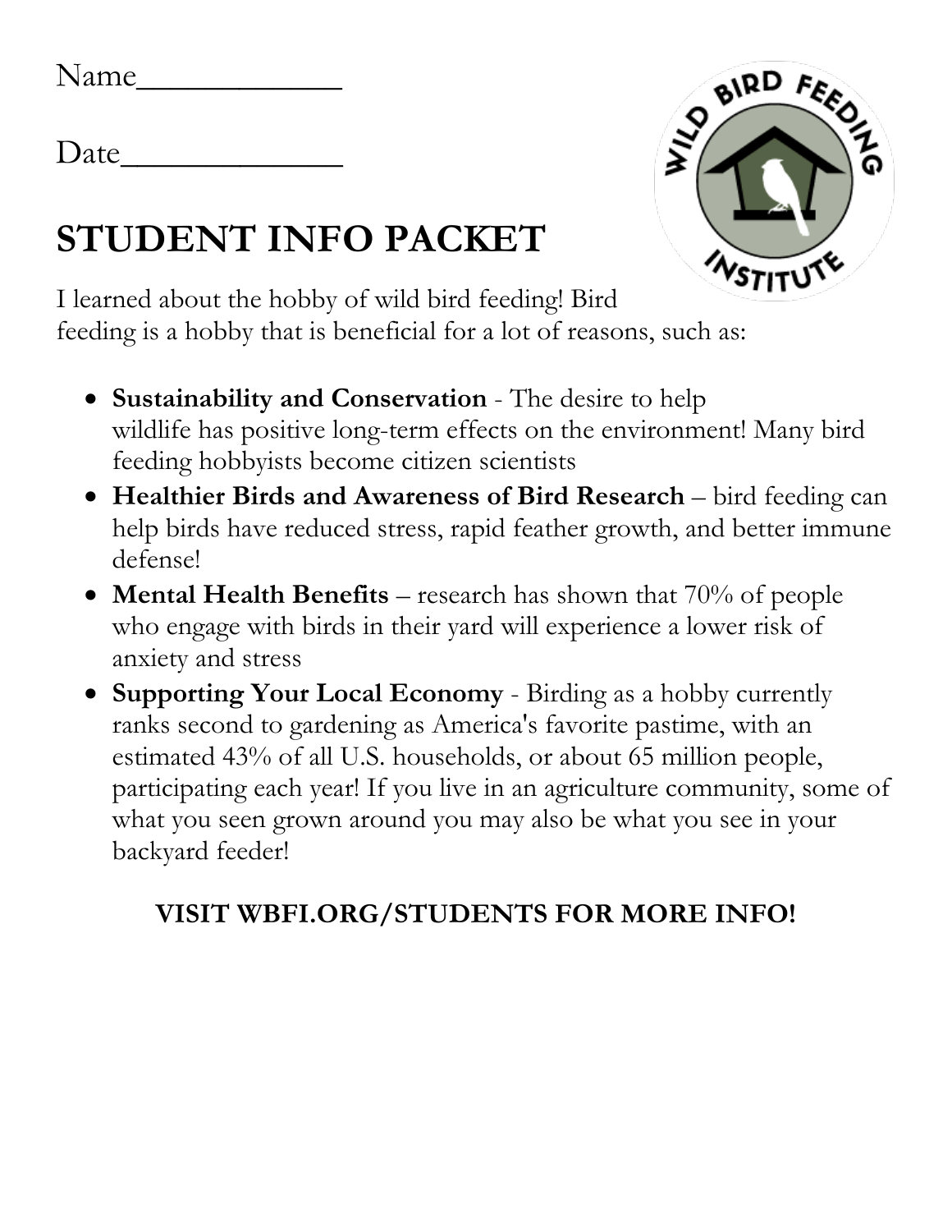Name____________

Date_____________

# STUDENT INFO PACKET

I learned about the hobby of wild bird feeding! Bird feeding is a hobby that is beneficial for a lot of reasons, such as:

- **Sustainability and Conservation** - The desire to help wildlife has positive long-term effects on the environment! Many bird feeding hobbyists become citizen scientists
- **Healthier Birds and Awareness of Bird Research** – bird feeding can help birds have reduced stress, rapid feather growth, and better immune defense!
- **Mental Health Benefits** – research has shown that 70% of people who engage with birds in their yard will experience a lower risk of anxiety and stress
- **Supporting Your Local Economy** - Birding as a hobby currently ranks second to gardening as America's favorite pastime, with an estimated 43% of all U.S. households, or about 65 million people, participating each year! If you live in an agriculture community, some of what you seen grown around you may also be what you see in your backyard feeder!

**VISIT WBFI.ORG/STUDENTS FOR MORE INFO!**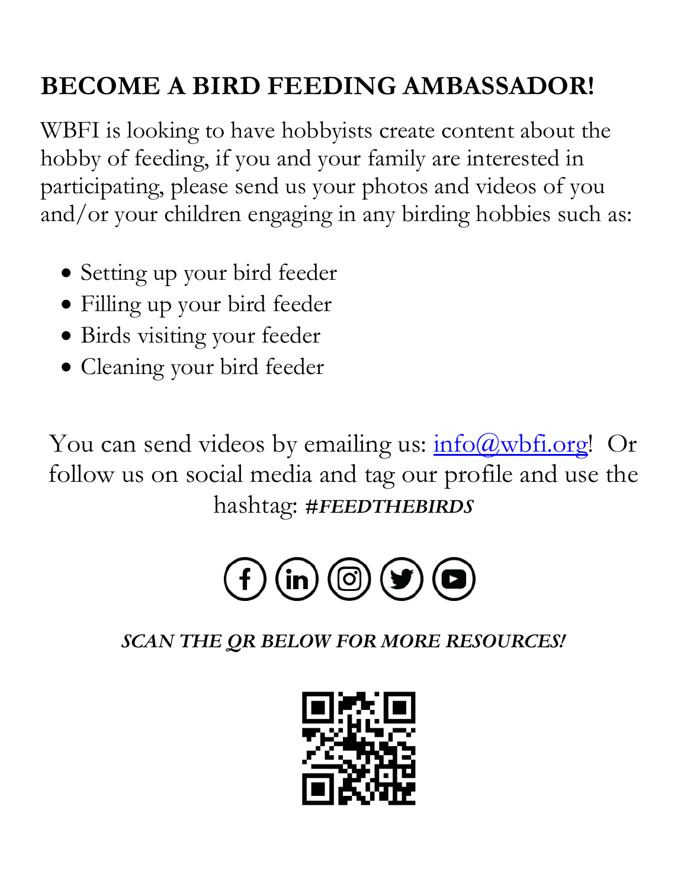## BECOME A BIRD FEEDING AMBASSADOR!

WBFI is looking to have hobbyists create content about the hobby of feeding, if you and your family are interested in participating, please send us your photos and videos of you and/or your children engaging in any birding hobbies such as:

- Setting up your bird feeder
- Filling up your bird feeder
- Birds visiting your feeder
- Cleaning your bird feeder

You can send videos by emailing us: info@wbfi.org! Or follow us on social media and tag our profile and use the hashtag: ***#FEEDTHEBIRDS***

***SCAN THE QR BELOW FOR MORE RESOURCES!***